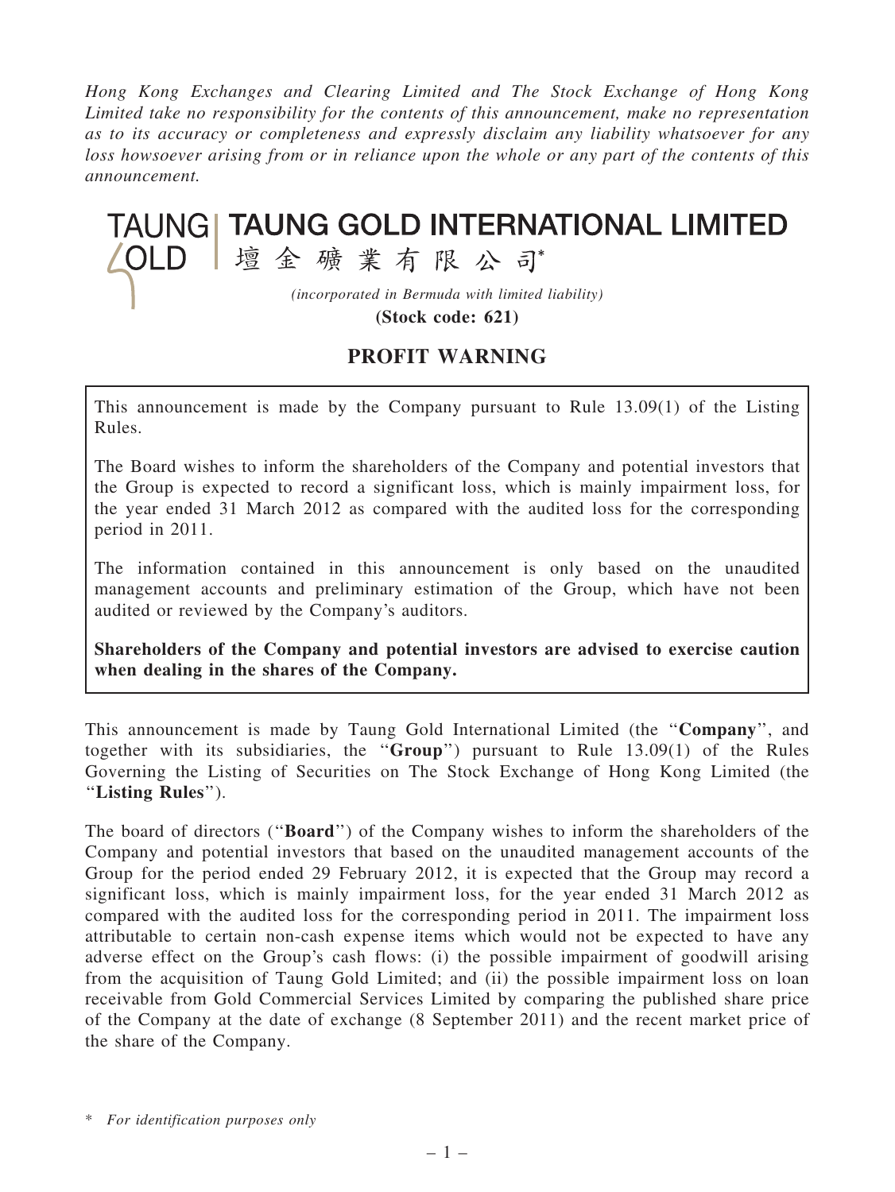*Hong Kong Exchanges and Clearing Limited and The Stock Exchange of Hong Kong Limited take no responsibility for the contents of this announcement, make no representation as to its accuracy or completeness and expressly disclaim any liability whatsoever for any loss howsoever arising from or in reliance upon the whole or any part of the contents of this announcement.*

# TAUNG GOLD INTERNATIONAL LIMITED

# 壇金礦業有限公司*

*(incorporated in Bermuda with limited liability)*

**(Stock code: 621)**

## PROFIT WARNING

This announcement is made by the Company pursuant to Rule 13.09(1) of the Listing Rules.

The Board wishes to inform the shareholders of the Company and potential investors that the Group is expected to record a significant loss, which is mainly impairment loss, for the year ended 31 March 2012 as compared with the audited loss for the corresponding period in 2011.

The information contained in this announcement is only based on the unaudited management accounts and preliminary estimation of the Group, which have not been audited or reviewed by the Company's auditors.

**Shareholders of the Company and potential investors are advised to exercise caution when dealing in the shares of the Company.**

This announcement is made by Taung Gold International Limited (the "**Company**", and together with its subsidiaries, the "**Group**") pursuant to Rule 13.09(1) of the Rules Governing the Listing of Securities on The Stock Exchange of Hong Kong Limited (the "**Listing Rules**").

The board of directors ("**Board**") of the Company wishes to inform the shareholders of the Company and potential investors that based on the unaudited management accounts of the Group for the period ended 29 February 2012, it is expected that the Group may record a significant loss, which is mainly impairment loss, for the year ended 31 March 2012 as compared with the audited loss for the corresponding period in 2011. The impairment loss attributable to certain non-cash expense items which would not be expected to have any adverse effect on the Group's cash flows: (i) the possible impairment of goodwill arising from the acquisition of Taung Gold Limited; and (ii) the possible impairment loss on loan receivable from Gold Commercial Services Limited by comparing the published share price of the Company at the date of exchange (8 September 2011) and the recent market price of the share of the Company.

\* *For identification purposes only*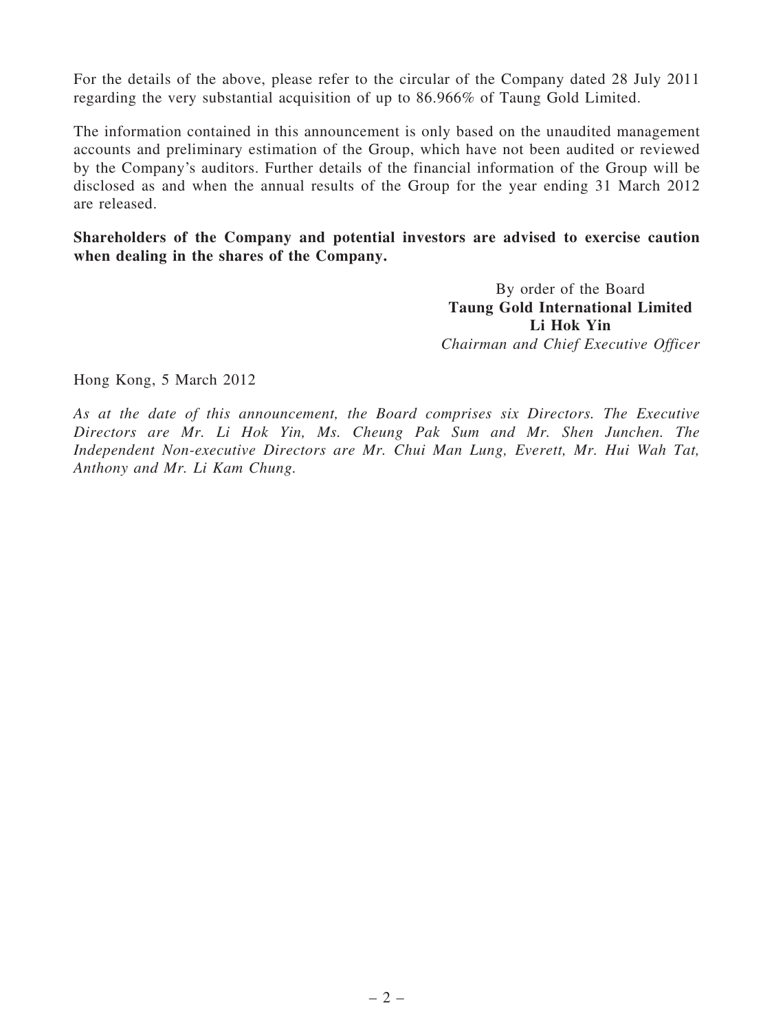For the details of the above, please refer to the circular of the Company dated 28 July 2011 regarding the very substantial acquisition of up to 86.966% of Taung Gold Limited.

The information contained in this announcement is only based on the unaudited management accounts and preliminary estimation of the Group, which have not been audited or reviewed by the Company's auditors. Further details of the financial information of the Group will be disclosed as and when the annual results of the Group for the year ending 31 March 2012 are released.

**Shareholders of the Company and potential investors are advised to exercise caution when dealing in the shares of the Company.**

By order of the Board
**Taung Gold International Limited**
**Li Hok Yin**
*Chairman and Chief Executive Officer*

Hong Kong, 5 March 2012

*As at the date of this announcement, the Board comprises six Directors. The Executive Directors are Mr. Li Hok Yin, Ms. Cheung Pak Sum and Mr. Shen Junchen. The Independent Non-executive Directors are Mr. Chui Man Lung, Everett, Mr. Hui Wah Tat, Anthony and Mr. Li Kam Chung.*